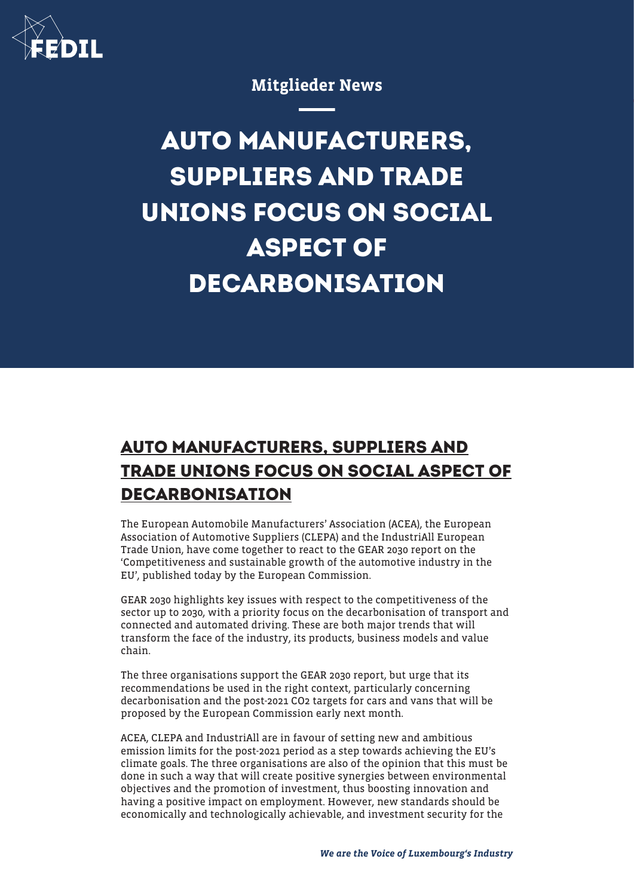Mitglieder News

# AUTO MANUFACTURERS, SUPPLIERS AND TRADE UNIONS FOCUS ON SOCIAL ASPECT OF DECARBONISATION

## AUTO MANUFACTURERS, SUPPLIERS AND TRADE UNIONS FOCUS ON SOCIAL ASPECT OF DECARBONISATION

The European Automobile Manufacturers' Association (ACEA), the European Association of Automotive Suppliers (CLEPA) and the IndustriAll European Trade Union, have come together to react to the GEAR 2030 report on the 'Competitiveness and sustainable growth of the automotive industry in the EU', published today by the European Commission.

GEAR 2030 highlights key issues with respect to the competitiveness of the sector up to 2030, with a priority focus on the decarbonisation of transport and connected and automated driving. These are both major trends that will transform the face of the industry, its products, business models and value chain.

The three organisations support the GEAR 2030 report, but urge that its recommendations be used in the right context, particularly concerning decarbonisation and the post-2021 $CO_2$ targets for cars and vans that will be proposed by the European Commission early next month.

ACEA, CLEPA and IndustriAll are in favour of setting new and ambitious emission limits for the post-2021 period as a step towards achieving the EU's climate goals. The three organisations are also of the opinion that this must be done in such a way that will create positive synergies between environmental objectives and the promotion of investment, thus boosting innovation and having a positive impact on employment. However, new standards should be economically and technologically achievable, and investment security for the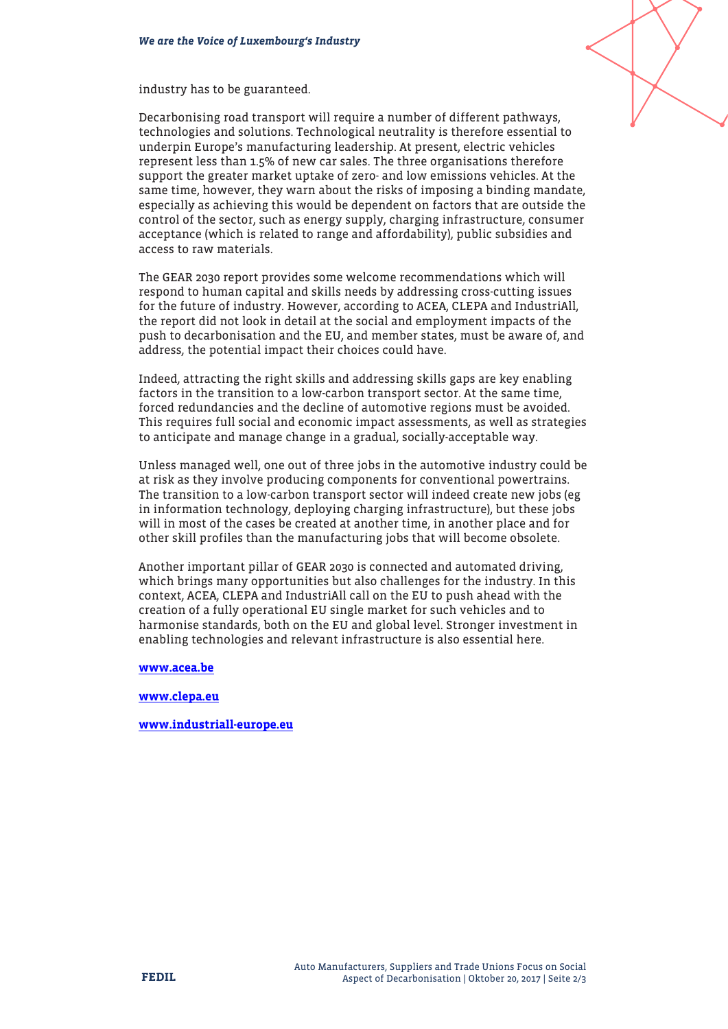industry has to be guaranteed.

Decarbonising road transport will require a number of different pathways, technologies and solutions. Technological neutrality is therefore essential to underpin Europe's manufacturing leadership. At present, electric vehicles represent less than 1.5% of new car sales. The three organisations therefore support the greater market uptake of zero- and low emissions vehicles. At the same time, however, they warn about the risks of imposing a binding mandate, especially as achieving this would be dependent on factors that are outside the control of the sector, such as energy supply, charging infrastructure, consumer acceptance (which is related to range and affordability), public subsidies and access to raw materials.

The GEAR 2030 report provides some welcome recommendations which will respond to human capital and skills needs by addressing cross-cutting issues for the future of industry. However, according to ACEA, CLEPA and IndustriAll, the report did not look in detail at the social and employment impacts of the push to decarbonisation and the EU, and member states, must be aware of, and address, the potential impact their choices could have.

Indeed, attracting the right skills and addressing skills gaps are key enabling factors in the transition to a low-carbon transport sector. At the same time, forced redundancies and the decline of automotive regions must be avoided. This requires full social and economic impact assessments, as well as strategies to anticipate and manage change in a gradual, socially-acceptable way.

Unless managed well, one out of three jobs in the automotive industry could be at risk as they involve producing components for conventional powertrains. The transition to a low-carbon transport sector will indeed create new jobs (eg in information technology, deploying charging infrastructure), but these jobs will in most of the cases be created at another time, in another place and for other skill profiles than the manufacturing jobs that will become obsolete.

Another important pillar of GEAR 2030 is connected and automated driving, which brings many opportunities but also challenges for the industry. In this context, ACEA, CLEPA and IndustriAll call on the EU to push ahead with the creation of a fully operational EU single market for such vehicles and to harmonise standards, both on the EU and global level. Stronger investment in enabling technologies and relevant infrastructure is also essential here.

**www.acea.be**

**www.clepa.eu**

**www.industriall-europe.eu**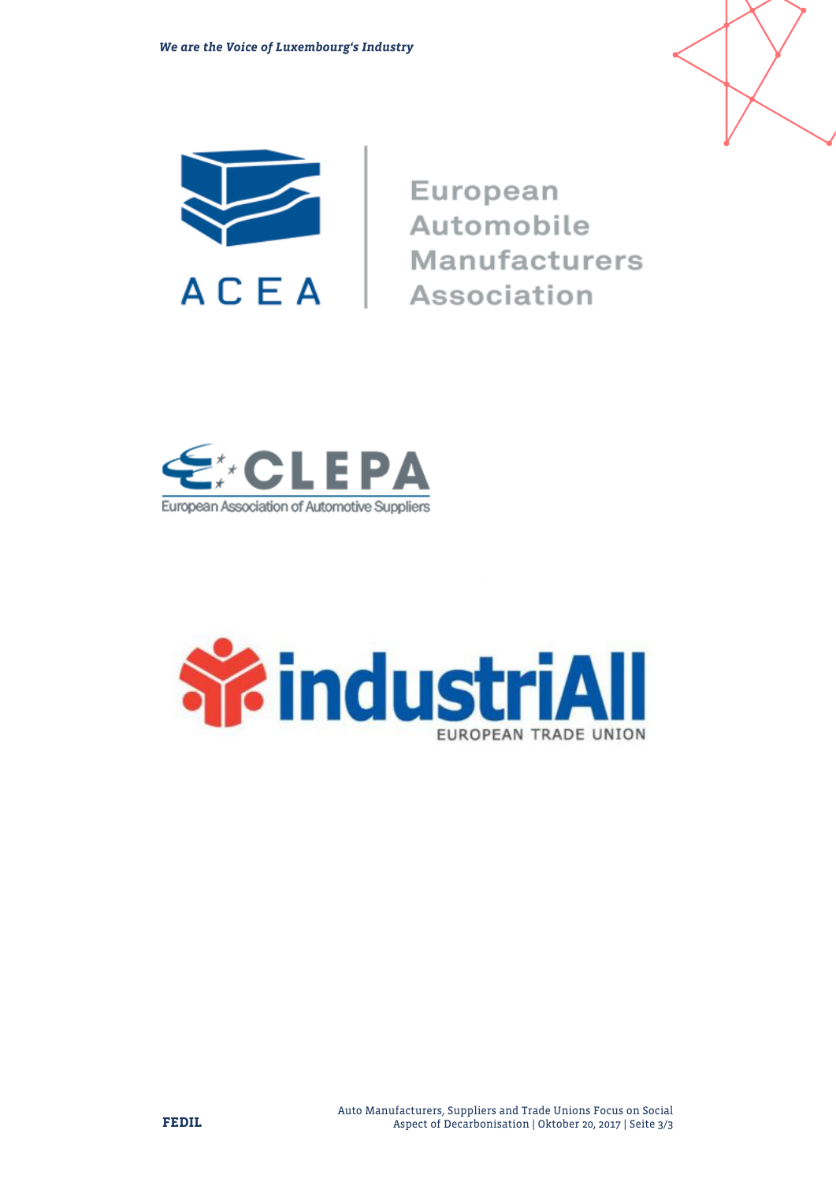European Automobile Manufacturers Association

ACEA

CLEPA

European Association of Automotive Suppliers

industriAll

EUROPEAN TRADE UNION